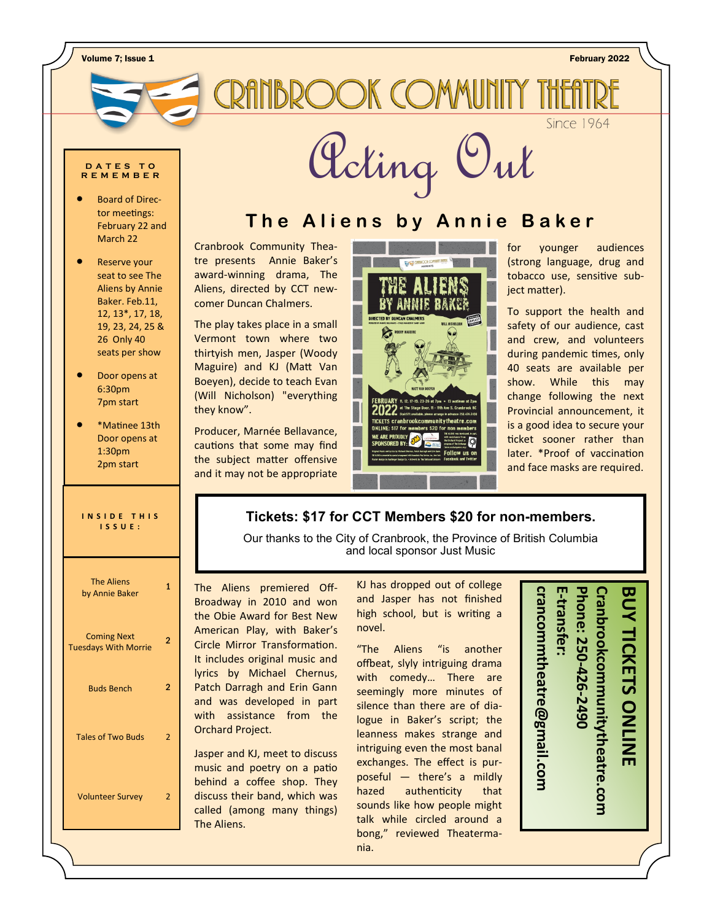Volume 7; Issue 1

February 2022

# CRANBROOK COMMUNITY THEATRE

Since 1964

# Acting Out

## The Aliens by Annie Baker

Cranbrook Community Theatre presents Annie Baker's award-winning drama, The Aliens, directed by CCT newcomer Duncan Chalmers.

The play takes place in a small Vermont town where two thirtyish men, Jasper (Woody Maguire) and KJ (Matt Van Boeyen), decide to teach Evan (Will Nicholson) "everything they know".

Producer, Marnée Bellavance, cautions that some may find the subject matter offensive and it may not be appropriate for younger audiences (strong language, drug and tobacco use, sensitive subject matter).

To support the health and safety of our audience, cast and crew, and volunteers during pandemic times, only 40 seats are available per show. While this may change following the next Provincial announcement, it is a good idea to secure your ticket sooner rather than later. *Proof of vaccination and face masks are required.

**Tickets: $17 for CCT Members $20 for non-members.**

Our thanks to the City of Cranbrook, the Province of British Columbia and local sponsor Just Music

The Aliens premiered Off-Broadway in 2010 and won the Obie Award for Best New American Play, with Baker's Circle Mirror Transformation. It includes original music and lyrics by Michael Chernus, Patch Darragh and Erin Gann and was developed in part with assistance from the Orchard Project.

Jasper and KJ, meet to discuss music and poetry on a patio behind a coffee shop. They discuss their band, which was called (among many things) The Aliens.

KJ has dropped out of college and Jasper has not finished high school, but is writing a novel.

"The Aliens "is another offbeat, slyly intriguing drama with comedy… There are seemingly more minutes of silence than there are of dialogue in Baker's script; the leanness makes strange and intriguing even the most banal exchanges. The effect is purposeful — there's a mildly hazed authenticity that sounds like how people might talk while circled around a bong," reviewed Theatermania.

**BUY TICKETS ONLINE**

**Cranbrookcommunitytheatre.com**

**Phone: 250-426-2490**

**E-transfer:**

**crancommtheatre@gmail.com**

### DATES TO REMEMBER

- Board of Director meetings: February 22 and March 22
- Reserve your seat to see The Aliens by Annie Baker. Feb.11, 12, 13*, 17, 18, 19, 23, 24, 25 & 26 Only 40 seats per show
- Door opens at 6:30pm 7pm start
- *Matinee 13th Door opens at 1:30pm 2pm start

### INSIDE THIS ISSUE:

| | |
|---|---|
| The Aliens by Annie Baker | 1 |
| Coming Next Tuesdays With Morrie | 2 |
| Buds Bench | 2 |
| Tales of Two Buds | 2 |
| Volunteer Survey | 2 |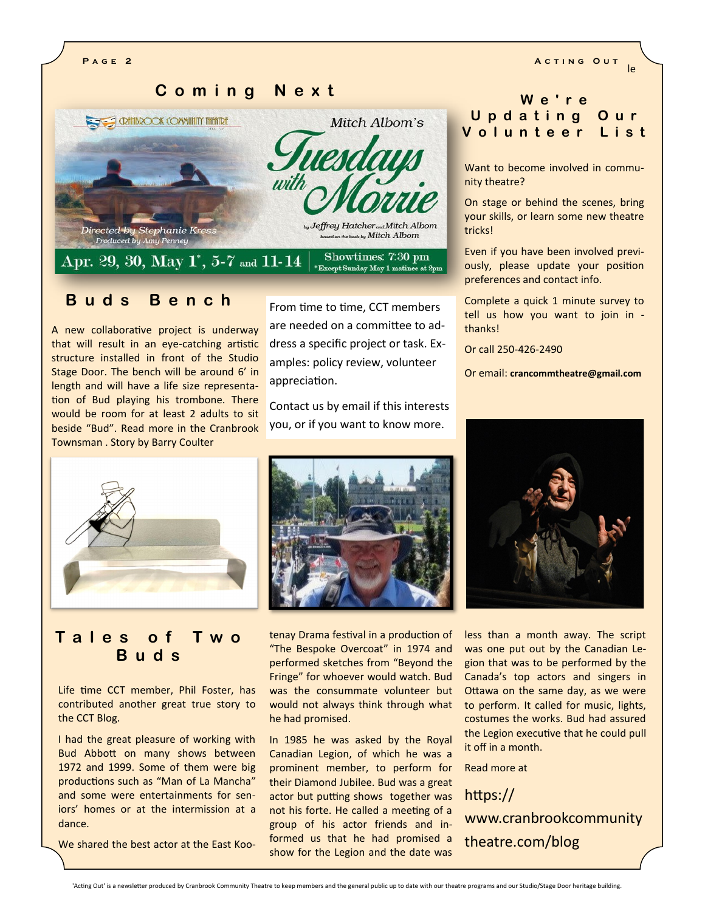## Coming Next

Mitch Albom's

Tuesdays with Morrie

by Jeffrey Hatcher and Mitch Albom
based on the book by Mitch Albom

Directed by Stephanie Kress
Produced by Amy Penney

Apr. 29, 30, May 1*, 5-7 and 11-14 | Showtimes: 7:30 pm
*Except Sunday May 1 matinee at 2pm

## Buds Bench

A new collaborative project is underway that will result in an eye-catching artistic structure installed in front of the Studio Stage Door. The bench will be around 6' in length and will have a life size representation of Bud playing his trombone. There would be room for at least 2 adults to sit beside "Bud". Read more in the Cranbrook Townsman . Story by Barry Coulter

From time to time, CCT members are needed on a committee to address a specific project or task. Examples: policy review, volunteer appreciation.

Contact us by email if this interests you, or if you want to know more.

## We're Updating Our Volunteer List

Want to become involved in community theatre?

On stage or behind the scenes, bring your skills, or learn some new theatre tricks!

Even if you have been involved previously, please update your position preferences and contact info.

Complete a quick 1 minute survey to tell us how you want to join in - thanks!

Or call 250-426-2490

Or email: **crancommtheatre@gmail.com**

## Tales of Two Buds

Life time CCT member, Phil Foster, has contributed another great true story to the CCT Blog.

I had the great pleasure of working with Bud Abbott on many shows between 1972 and 1999. Some of them were big productions such as "Man of La Mancha" and some were entertainments for seniors' homes or at the intermission at a dance.

We shared the best actor at the East Kootenay Drama festival in a production of "The Bespoke Overcoat" in 1974 and performed sketches from "Beyond the Fringe" for whoever would watch. Bud was the consummate volunteer but would not always think through what he had promised.

In 1985 he was asked by the Royal Canadian Legion, of which he was a prominent member, to perform for their Diamond Jubilee. Bud was a great actor but putting shows together was not his forte. He called a meeting of a group of his actor friends and informed us that he had promised a show for the Legion and the date was less than a month away. The script was one put out by the Canadian Legion that was to be performed by the Canada's top actors and singers in Ottawa on the same day, as we were to perform. It called for music, lights, costumes the works. Bud had assured the Legion executive that he could pull it off in a month.

Read more at

https://www.cranbrookcommunitytheatre.com/blog

'Acting Out' is a newsletter produced by Cranbrook Community Theatre to keep members and the general public up to date with our theatre programs and our Studio/Stage Door heritage building.